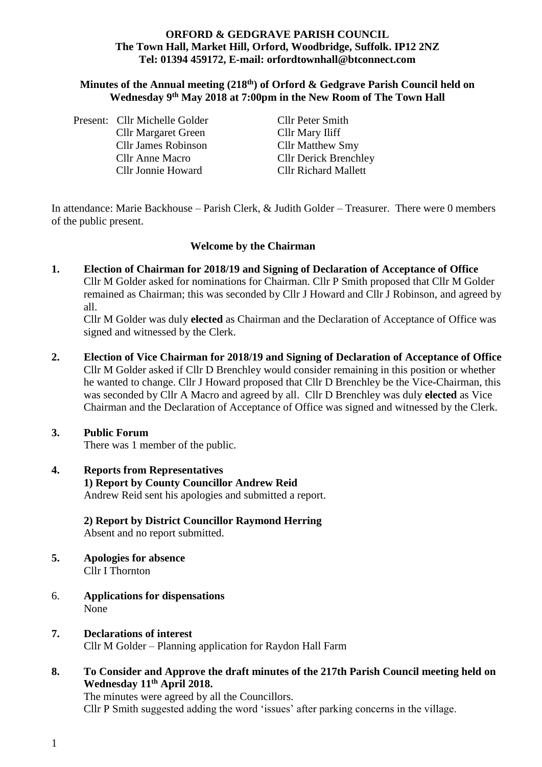**ORFORD & GEDGRAVE PARISH COUNCIL**
**The Town Hall, Market Hill, Orford, Woodbridge, Suffolk. IP12 2NZ**
**Tel: 01394 459172, E-mail: orfordtownhall@btconnect.com**

**Minutes of the Annual meeting (218th) of Orford & Gedgrave Parish Council held on Wednesday 9th May 2018 at 7:00pm in the New Room of The Town Hall**

Present: Cllr Michelle Golder, Cllr Margaret Green, Cllr James Robinson, Cllr Anne Macro, Cllr Jonnie Howard, Cllr Peter Smith, Cllr Mary Iliff, Cllr Matthew Smy, Cllr Derick Brenchley, Cllr Richard Mallett

In attendance: Marie Backhouse – Parish Clerk, & Judith Golder – Treasurer. There were 0 members of the public present.

**Welcome by the Chairman**

**1. Election of Chairman for 2018/19 and Signing of Declaration of Acceptance of Office**

Cllr M Golder asked for nominations for Chairman. Cllr P Smith proposed that Cllr M Golder remained as Chairman; this was seconded by Cllr J Howard and Cllr J Robinson, and agreed by all.

Cllr M Golder was duly **elected** as Chairman and the Declaration of Acceptance of Office was signed and witnessed by the Clerk.

**2. Election of Vice Chairman for 2018/19 and Signing of Declaration of Acceptance of Office**

Cllr M Golder asked if Cllr D Brenchley would consider remaining in this position or whether he wanted to change. Cllr J Howard proposed that Cllr D Brenchley be the Vice-Chairman, this was seconded by Cllr A Macro and agreed by all. Cllr D Brenchley was duly **elected** as Vice Chairman and the Declaration of Acceptance of Office was signed and witnessed by the Clerk.

**3. Public Forum**

There was 1 member of the public.

**4. Reports from Representatives**

**1) Report by County Councillor Andrew Reid**

Andrew Reid sent his apologies and submitted a report.

**2) Report by District Councillor Raymond Herring**

Absent and no report submitted.

**5. Apologies for absence**

Cllr I Thornton

6. **Applications for dispensations**

None

**7. Declarations of interest**

Cllr M Golder – Planning application for Raydon Hall Farm

**8. To Consider and Approve the draft minutes of the 217th Parish Council meeting held on Wednesday 11th April 2018.**

The minutes were agreed by all the Councillors.

Cllr P Smith suggested adding the word 'issues' after parking concerns in the village.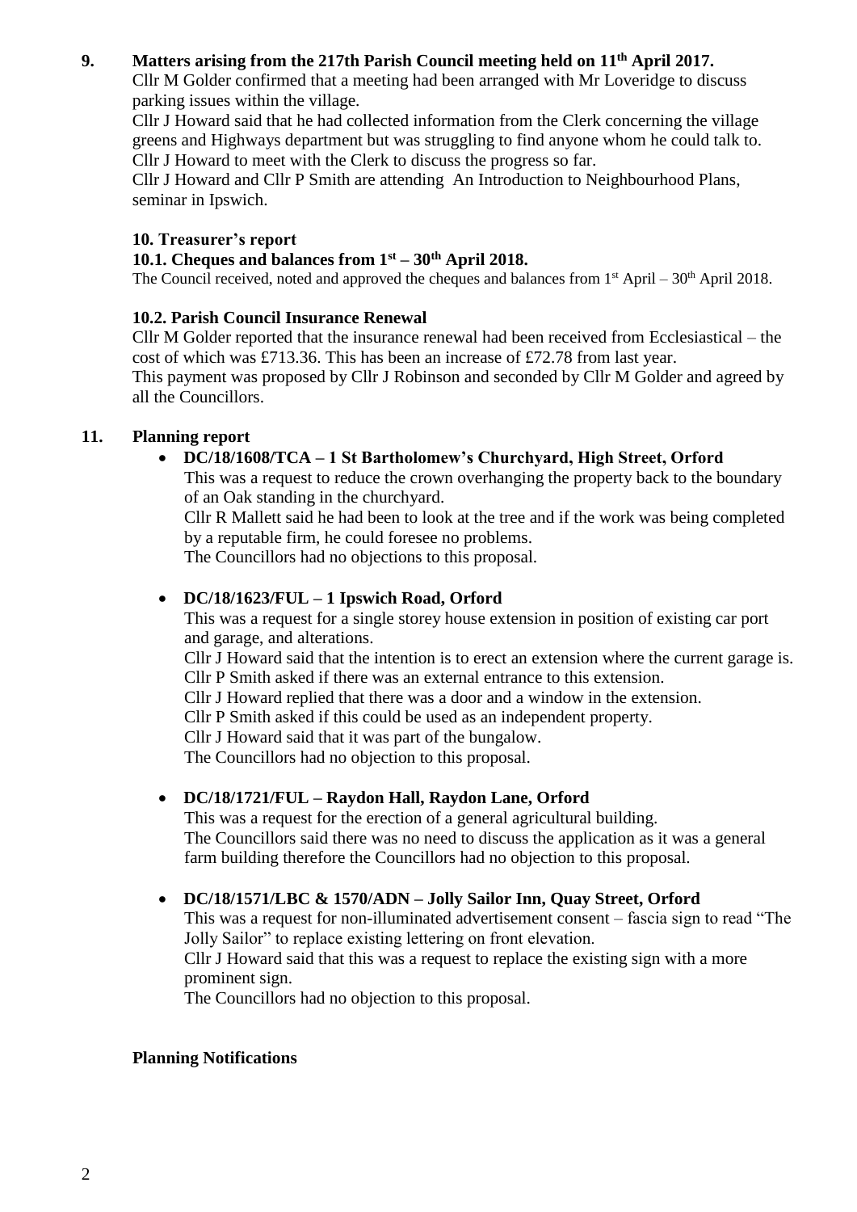**9. Matters arising from the 217th Parish Council meeting held on 11th April 2017.**

Cllr M Golder confirmed that a meeting had been arranged with Mr Loveridge to discuss parking issues within the village.
Cllr J Howard said that he had collected information from the Clerk concerning the village greens and Highways department but was struggling to find anyone whom he could talk to. Cllr J Howard to meet with the Clerk to discuss the progress so far.
Cllr J Howard and Cllr P Smith are attending An Introduction to Neighbourhood Plans, seminar in Ipswich.

**10. Treasurer's report**

**10.1. Cheques and balances from 1st – 30th April 2018.**

The Council received, noted and approved the cheques and balances from 1st April – 30th April 2018.

**10.2. Parish Council Insurance Renewal**

Cllr M Golder reported that the insurance renewal had been received from Ecclesiastical – the cost of which was £713.36. This has been an increase of £72.78 from last year.
This payment was proposed by Cllr J Robinson and seconded by Cllr M Golder and agreed by all the Councillors.

**11. Planning report**

- **DC/18/1608/TCA – 1 St Bartholomew's Churchyard, High Street, Orford**
  This was a request to reduce the crown overhanging the property back to the boundary of an Oak standing in the churchyard.
  Cllr R Mallett said he had been to look at the tree and if the work was being completed by a reputable firm, he could foresee no problems.
  The Councillors had no objections to this proposal.

- **DC/18/1623/FUL – 1 Ipswich Road, Orford**
  This was a request for a single storey house extension in position of existing car port and garage, and alterations.
  Cllr J Howard said that the intention is to erect an extension where the current garage is.
  Cllr P Smith asked if there was an external entrance to this extension.
  Cllr J Howard replied that there was a door and a window in the extension.
  Cllr P Smith asked if this could be used as an independent property.
  Cllr J Howard said that it was part of the bungalow.
  The Councillors had no objection to this proposal.

- **DC/18/1721/FUL – Raydon Hall, Raydon Lane, Orford**
  This was a request for the erection of a general agricultural building.
  The Councillors said there was no need to discuss the application as it was a general farm building therefore the Councillors had no objection to this proposal.

- **DC/18/1571/LBC & 1570/ADN – Jolly Sailor Inn, Quay Street, Orford**
  This was a request for non-illuminated advertisement consent – fascia sign to read "The Jolly Sailor" to replace existing lettering on front elevation.
  Cllr J Howard said that this was a request to replace the existing sign with a more prominent sign.
  The Councillors had no objection to this proposal.

**Planning Notifications**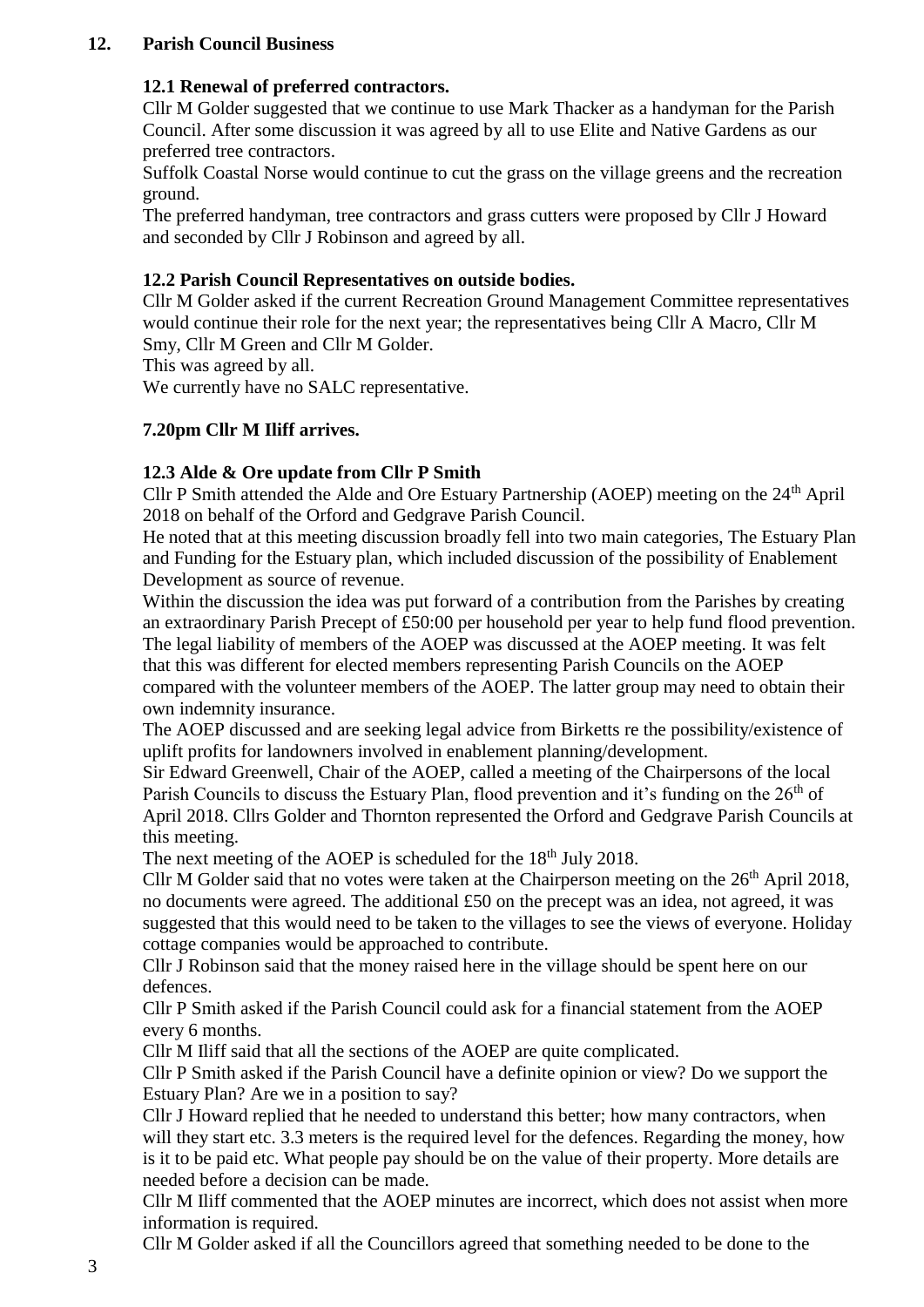## 12. Parish Council Business

### 12.1 Renewal of preferred contractors.

Cllr M Golder suggested that we continue to use Mark Thacker as a handyman for the Parish Council. After some discussion it was agreed by all to use Elite and Native Gardens as our preferred tree contractors.

Suffolk Coastal Norse would continue to cut the grass on the village greens and the recreation ground.

The preferred handyman, tree contractors and grass cutters were proposed by Cllr J Howard and seconded by Cllr J Robinson and agreed by all.

### 12.2 Parish Council Representatives on outside bodies.

Cllr M Golder asked if the current Recreation Ground Management Committee representatives would continue their role for the next year; the representatives being Cllr A Macro, Cllr M Smy, Cllr M Green and Cllr M Golder.

This was agreed by all.

We currently have no SALC representative.

**7.20pm Cllr M Iliff arrives.**

### 12.3 Alde & Ore update from Cllr P Smith

Cllr P Smith attended the Alde and Ore Estuary Partnership (AOEP) meeting on the 24th April 2018 on behalf of the Orford and Gedgrave Parish Council.

He noted that at this meeting discussion broadly fell into two main categories, The Estuary Plan and Funding for the Estuary plan, which included discussion of the possibility of Enablement Development as source of revenue.

Within the discussion the idea was put forward of a contribution from the Parishes by creating an extraordinary Parish Precept of £50:00 per household per year to help fund flood prevention.

The legal liability of members of the AOEP was discussed at the AOEP meeting. It was felt that this was different for elected members representing Parish Councils on the AOEP compared with the volunteer members of the AOEP. The latter group may need to obtain their own indemnity insurance.

The AOEP discussed and are seeking legal advice from Birketts re the possibility/existence of uplift profits for landowners involved in enablement planning/development.

Sir Edward Greenwell, Chair of the AOEP, called a meeting of the Chairpersons of the local Parish Councils to discuss the Estuary Plan, flood prevention and it's funding on the 26th of April 2018. Cllrs Golder and Thornton represented the Orford and Gedgrave Parish Councils at this meeting.

The next meeting of the AOEP is scheduled for the 18th July 2018.

Cllr M Golder said that no votes were taken at the Chairperson meeting on the 26th April 2018, no documents were agreed. The additional £50 on the precept was an idea, not agreed, it was suggested that this would need to be taken to the villages to see the views of everyone. Holiday cottage companies would be approached to contribute.

Cllr J Robinson said that the money raised here in the village should be spent here on our defences.

Cllr P Smith asked if the Parish Council could ask for a financial statement from the AOEP every 6 months.

Cllr M Iliff said that all the sections of the AOEP are quite complicated.

Cllr P Smith asked if the Parish Council have a definite opinion or view? Do we support the Estuary Plan? Are we in a position to say?

Cllr J Howard replied that he needed to understand this better; how many contractors, when will they start etc. 3.3 meters is the required level for the defences. Regarding the money, how is it to be paid etc. What people pay should be on the value of their property. More details are needed before a decision can be made.

Cllr M Iliff commented that the AOEP minutes are incorrect, which does not assist when more information is required.

Cllr M Golder asked if all the Councillors agreed that something needed to be done to the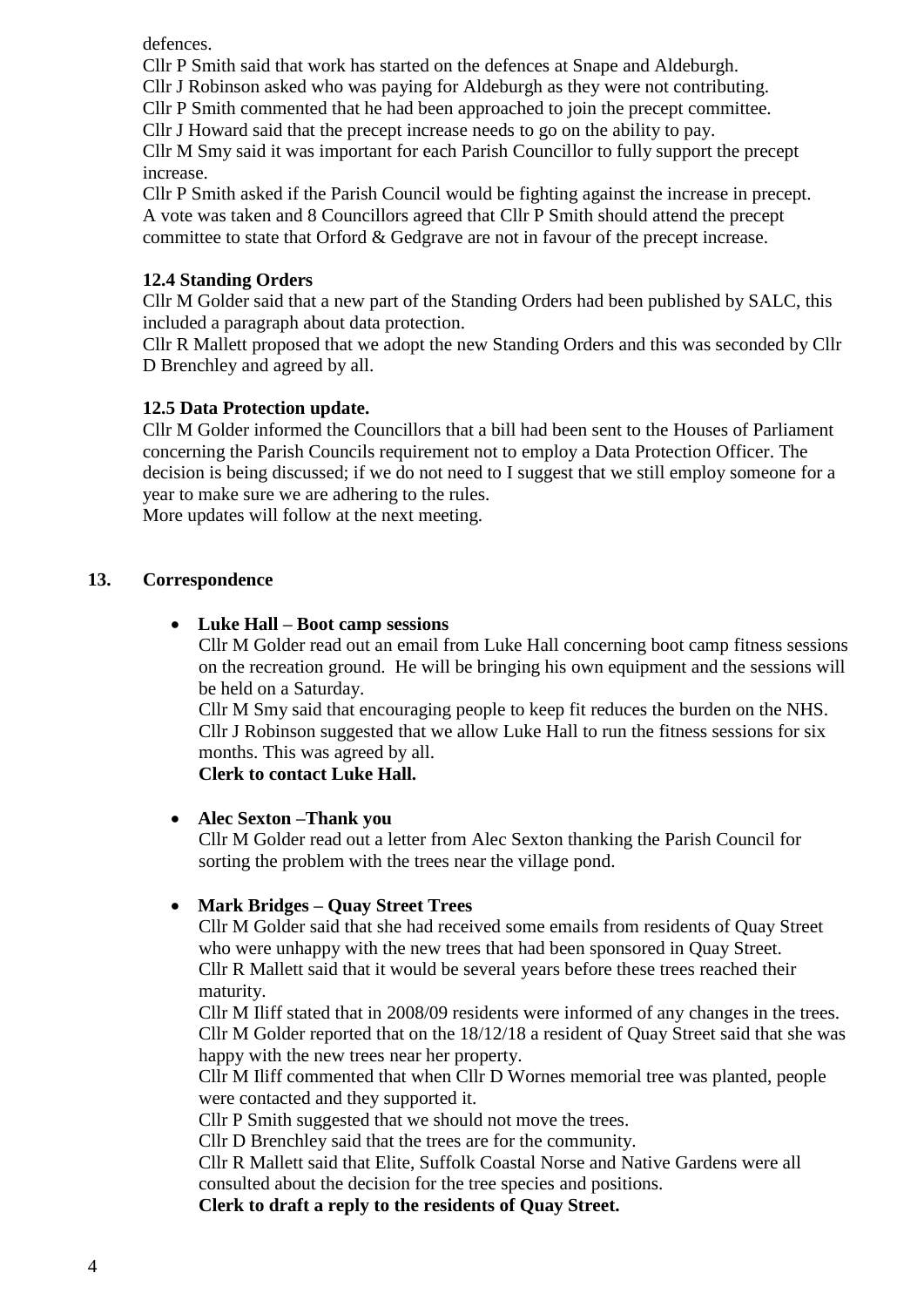defences.

Cllr P Smith said that work has started on the defences at Snape and Aldeburgh.
Cllr J Robinson asked who was paying for Aldeburgh as they were not contributing.
Cllr P Smith commented that he had been approached to join the precept committee.
Cllr J Howard said that the precept increase needs to go on the ability to pay.
Cllr M Smy said it was important for each Parish Councillor to fully support the precept increase.
Cllr P Smith asked if the Parish Council would be fighting against the increase in precept.
A vote was taken and 8 Councillors agreed that Cllr P Smith should attend the precept committee to state that Orford & Gedgrave are not in favour of the precept increase.

**12.4 Standing Orders**

Cllr M Golder said that a new part of the Standing Orders had been published by SALC, this included a paragraph about data protection.
Cllr R Mallett proposed that we adopt the new Standing Orders and this was seconded by Cllr D Brenchley and agreed by all.

**12.5 Data Protection update.**

Cllr M Golder informed the Councillors that a bill had been sent to the Houses of Parliament concerning the Parish Councils requirement not to employ a Data Protection Officer. The decision is being discussed; if we do not need to I suggest that we still employ someone for a year to make sure we are adhering to the rules.
More updates will follow at the next meeting.

## 13. Correspondence

- **Luke Hall – Boot camp sessions**

  Cllr M Golder read out an email from Luke Hall concerning boot camp fitness sessions on the recreation ground. He will be bringing his own equipment and the sessions will be held on a Saturday.
  Cllr M Smy said that encouraging people to keep fit reduces the burden on the NHS.
  Cllr J Robinson suggested that we allow Luke Hall to run the fitness sessions for six months. This was agreed by all.
  **Clerk to contact Luke Hall.**

- **Alec Sexton –Thank you**

  Cllr M Golder read out a letter from Alec Sexton thanking the Parish Council for sorting the problem with the trees near the village pond.

- **Mark Bridges – Quay Street Trees**

  Cllr M Golder said that she had received some emails from residents of Quay Street who were unhappy with the new trees that had been sponsored in Quay Street.
  Cllr R Mallett said that it would be several years before these trees reached their maturity.
  Cllr M Iliff stated that in 2008/09 residents were informed of any changes in the trees.
  Cllr M Golder reported that on the 18/12/18 a resident of Quay Street said that she was happy with the new trees near her property.
  Cllr M Iliff commented that when Cllr D Wornes memorial tree was planted, people were contacted and they supported it.
  Cllr P Smith suggested that we should not move the trees.
  Cllr D Brenchley said that the trees are for the community.
  Cllr R Mallett said that Elite, Suffolk Coastal Norse and Native Gardens were all consulted about the decision for the tree species and positions.
  **Clerk to draft a reply to the residents of Quay Street.**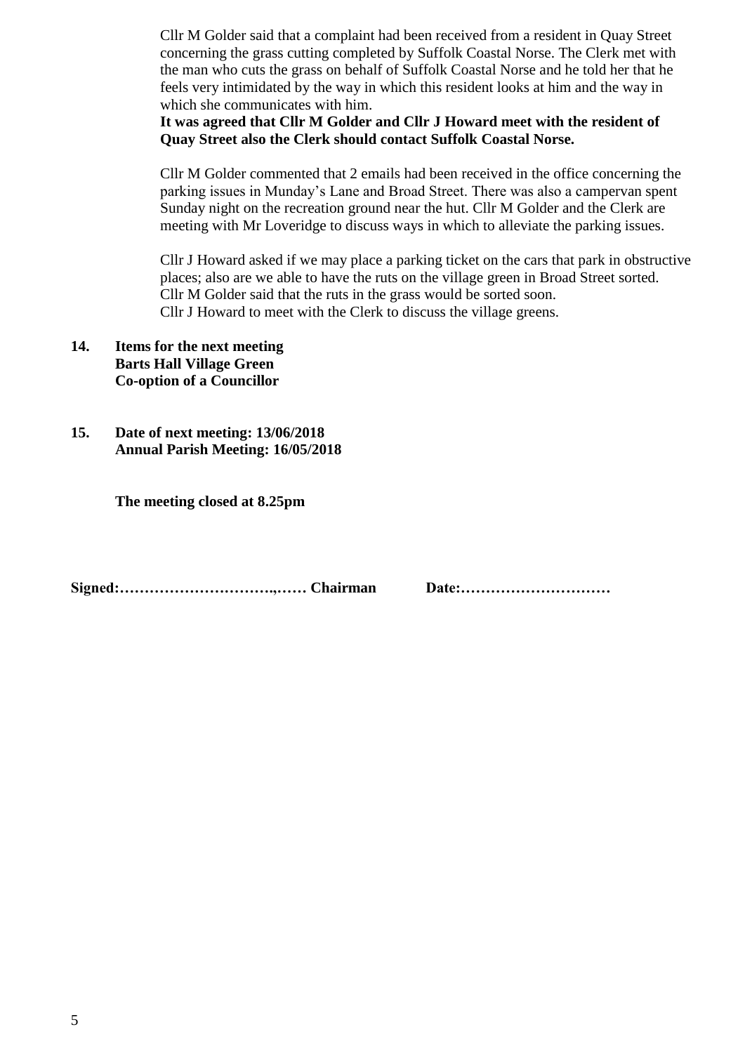Cllr M Golder said that a complaint had been received from a resident in Quay Street concerning the grass cutting completed by Suffolk Coastal Norse. The Clerk met with the man who cuts the grass on behalf of Suffolk Coastal Norse and he told her that he feels very intimidated by the way in which this resident looks at him and the way in which she communicates with him.

**It was agreed that Cllr M Golder and Cllr J Howard meet with the resident of Quay Street also the Clerk should contact Suffolk Coastal Norse.**

Cllr M Golder commented that 2 emails had been received in the office concerning the parking issues in Munday's Lane and Broad Street. There was also a campervan spent Sunday night on the recreation ground near the hut. Cllr M Golder and the Clerk are meeting with Mr Loveridge to discuss ways in which to alleviate the parking issues.

Cllr J Howard asked if we may place a parking ticket on the cars that park in obstructive places; also are we able to have the ruts on the village green in Broad Street sorted. Cllr M Golder said that the ruts in the grass would be sorted soon.
Cllr J Howard to meet with the Clerk to discuss the village greens.

**14. Items for the next meeting**
**Barts Hall Village Green**
**Co-option of a Councillor**

**15. Date of next meeting: 13/06/2018**
**Annual Parish Meeting: 16/05/2018**

**The meeting closed at 8.25pm**

**Signed:…………………………..…… Chairman Date:…………………………**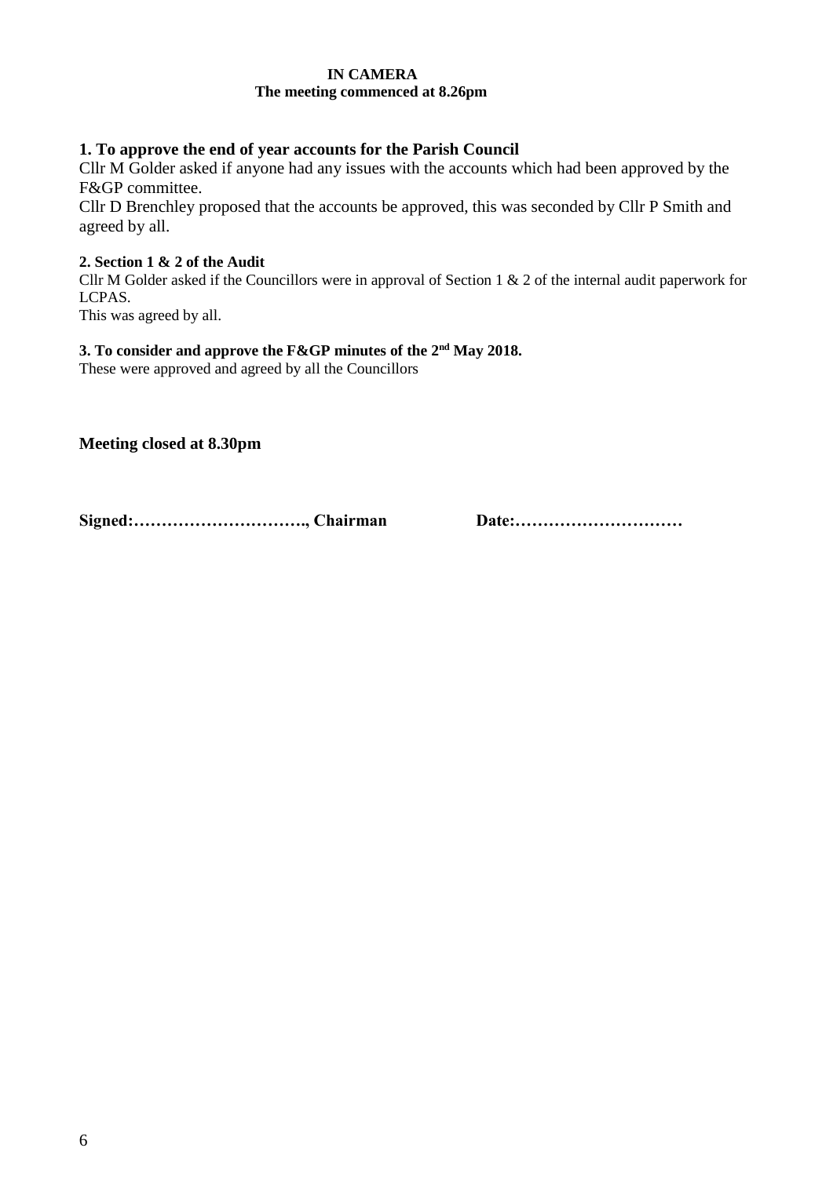**IN CAMERA**
**The meeting commenced at 8.26pm**

### 1. To approve the end of year accounts for the Parish Council

Cllr M Golder asked if anyone had any issues with the accounts which had been approved by the F&GP committee.

Cllr D Brenchley proposed that the accounts be approved, this was seconded by Cllr P Smith and agreed by all.

### 2. Section 1 & 2 of the Audit

Cllr M Golder asked if the Councillors were in approval of Section 1 & 2 of the internal audit paperwork for LCPAS.

This was agreed by all.

### 3. To consider and approve the F&GP minutes of the 2nd May 2018.

These were approved and agreed by all the Councillors

**Meeting closed at 8.30pm**

**Signed:…………………………., Chairman Date:…………………………**